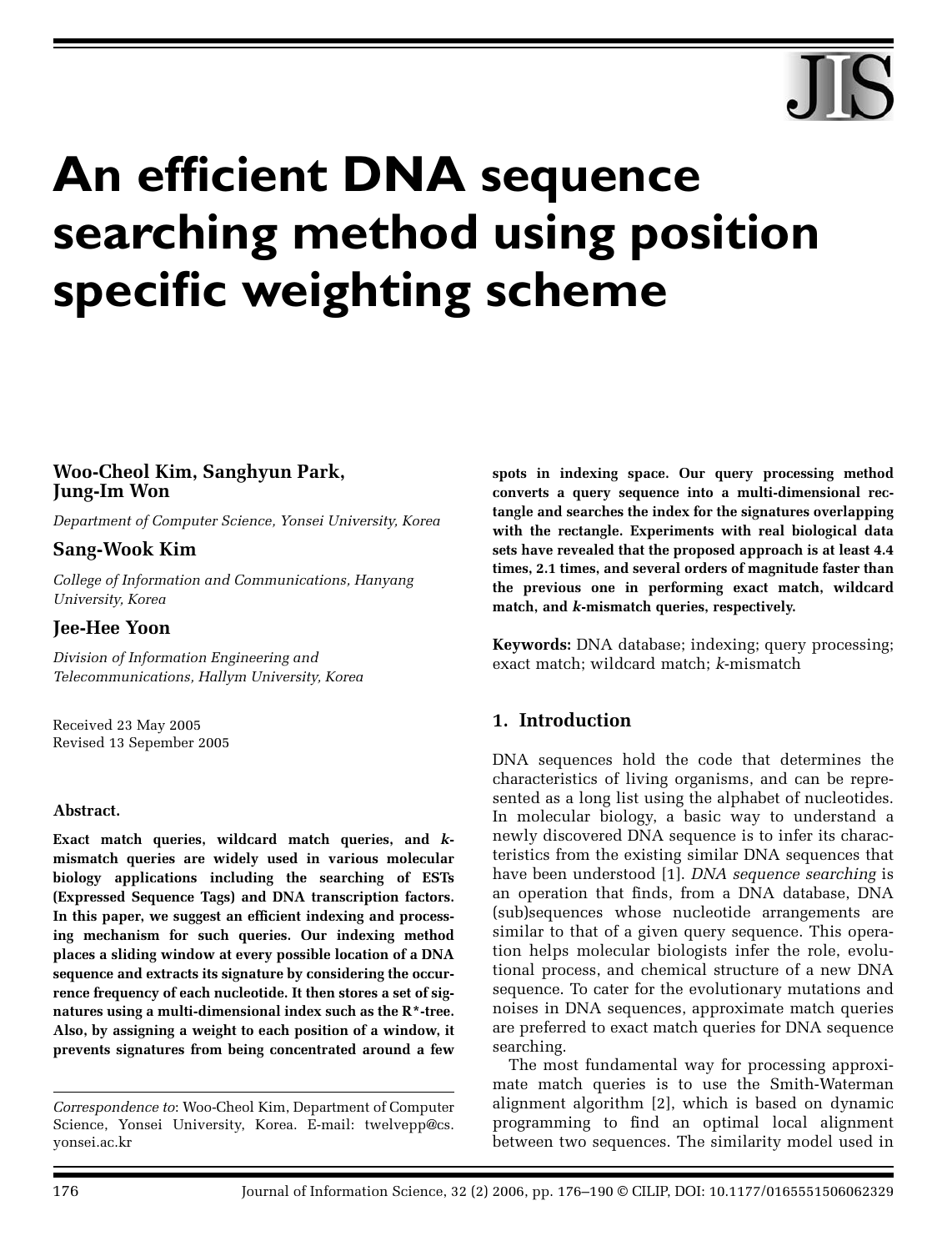# An efficient DNA sequence searching method using position specific weighting scheme

**Woo-Cheol Kim, Sanghyun Park, Jung-Im Won**

*Department of Computer Science, Yonsei University, Korea*

**Sang-Wook Kim**

*College of Information and Communications, Hanyang University, Korea*

**Jee-Hee Yoon**

*Division of Information Engineering and Telecommunications, Hallym University, Korea*

Received 23 May 2005
Revised 13 Sepember 2005

**Abstract.**

**Exact match queries, wildcard match queries, and *k*-mismatch queries are widely used in various molecular biology applications including the searching of ESTs (Expressed Sequence Tags) and DNA transcription factors. In this paper, we suggest an efficient indexing and processing mechanism for such queries. Our indexing method places a sliding window at every possible location of a DNA sequence and extracts its signature by considering the occurrence frequency of each nucleotide. It then stores a set of signatures using a multi-dimensional index such as the R\*-tree. Also, by assigning a weight to each position of a window, it prevents signatures from being concentrated around a few spots in indexing space. Our query processing method converts a query sequence into a multi-dimensional rectangle and searches the index for the signatures overlapping with the rectangle. Experiments with real biological data sets have revealed that the proposed approach is at least 4.4 times, 2.1 times, and several orders of magnitude faster than the previous one in performing exact match, wildcard match, and *k*-mismatch queries, respectively.**

**Keywords:** DNA database; indexing; query processing; exact match; wildcard match; *k*-mismatch

*Correspondence to*: Woo-Cheol Kim, Department of Computer Science, Yonsei University, Korea. E-mail: twelvepp@cs.yonsei.ac.kr

## 1. Introduction

DNA sequences hold the code that determines the characteristics of living organisms, and can be represented as a long list using the alphabet of nucleotides. In molecular biology, a basic way to understand a newly discovered DNA sequence is to infer its characteristics from the existing similar DNA sequences that have been understood [1]. *DNA sequence searching* is an operation that finds, from a DNA database, DNA (sub)sequences whose nucleotide arrangements are similar to that of a given query sequence. This operation helps molecular biologists infer the role, evolutional process, and chemical structure of a new DNA sequence. To cater for the evolutionary mutations and noises in DNA sequences, approximate match queries are preferred to exact match queries for DNA sequence searching.

The most fundamental way for processing approximate match queries is to use the Smith-Waterman alignment algorithm [2], which is based on dynamic programming to find an optimal local alignment between two sequences. The similarity model used in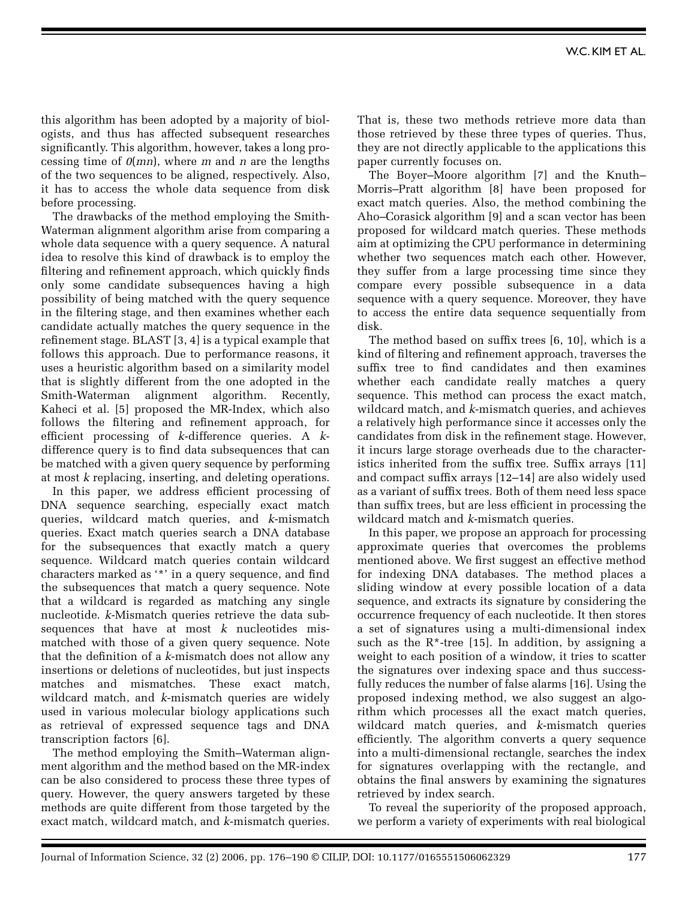this algorithm has been adopted by a majority of biologists, and thus has affected subsequent researches significantly. This algorithm, however, takes a long processing time of $0(mn)$, where $m$ and $n$ are the lengths of the two sequences to be aligned, respectively. Also, it has to access the whole data sequence from disk before processing.

The drawbacks of the method employing the Smith-Waterman alignment algorithm arise from comparing a whole data sequence with a query sequence. A natural idea to resolve this kind of drawback is to employ the filtering and refinement approach, which quickly finds only some candidate subsequences having a high possibility of being matched with the query sequence in the filtering stage, and then examines whether each candidate actually matches the query sequence in the refinement stage. BLAST [3, 4] is a typical example that follows this approach. Due to performance reasons, it uses a heuristic algorithm based on a similarity model that is slightly different from the one adopted in the Smith-Waterman alignment algorithm. Recently, Kaheci et al. [5] proposed the MR-Index, which also follows the filtering and refinement approach, for efficient processing of *k*-difference queries. A *k*-difference query is to find data subsequences that can be matched with a given query sequence by performing at most *k* replacing, inserting, and deleting operations.

In this paper, we address efficient processing of DNA sequence searching, especially exact match queries, wildcard match queries, and *k*-mismatch queries. Exact match queries search a DNA database for the subsequences that exactly match a query sequence. Wildcard match queries contain wildcard characters marked as '*' in a query sequence, and find the subsequences that match a query sequence. Note that a wildcard is regarded as matching any single nucleotide. *k*-Mismatch queries retrieve the data subsequences that have at most *k* nucleotides mismatched with those of a given query sequence. Note that the definition of a *k*-mismatch does not allow any insertions or deletions of nucleotides, but just inspects matches and mismatches. These exact match, wildcard match, and *k*-mismatch queries are widely used in various molecular biology applications such as retrieval of expressed sequence tags and DNA transcription factors [6].

The method employing the Smith–Waterman alignment algorithm and the method based on the MR-index can be also considered to process these three types of query. However, the query answers targeted by these methods are quite different from those targeted by the exact match, wildcard match, and *k*-mismatch queries. That is, these two methods retrieve more data than those retrieved by these three types of queries. Thus, they are not directly applicable to the applications this paper currently focuses on.

The Boyer–Moore algorithm [7] and the Knuth–Morris–Pratt algorithm [8] have been proposed for exact match queries. Also, the method combining the Aho–Corasick algorithm [9] and a scan vector has been proposed for wildcard match queries. These methods aim at optimizing the CPU performance in determining whether two sequences match each other. However, they suffer from a large processing time since they compare every possible subsequence in a data sequence with a query sequence. Moreover, they have to access the entire data sequence sequentially from disk.

The method based on suffix trees [6, 10], which is a kind of filtering and refinement approach, traverses the suffix tree to find candidates and then examines whether each candidate really matches a query sequence. This method can process the exact match, wildcard match, and *k*-mismatch queries, and achieves a relatively high performance since it accesses only the candidates from disk in the refinement stage. However, it incurs large storage overheads due to the characteristics inherited from the suffix tree. Suffix arrays [11] and compact suffix arrays [12–14] are also widely used as a variant of suffix trees. Both of them need less space than suffix trees, but are less efficient in processing the wildcard match and *k*-mismatch queries.

In this paper, we propose an approach for processing approximate queries that overcomes the problems mentioned above. We first suggest an effective method for indexing DNA databases. The method places a sliding window at every possible location of a data sequence, and extracts its signature by considering the occurrence frequency of each nucleotide. It then stores a set of signatures using a multi-dimensional index such as the R*-tree [15]. In addition, by assigning a weight to each position of a window, it tries to scatter the signatures over indexing space and thus successfully reduces the number of false alarms [16]. Using the proposed indexing method, we also suggest an algorithm which processes all the exact match queries, wildcard match queries, and *k*-mismatch queries efficiently. The algorithm converts a query sequence into a multi-dimensional rectangle, searches the index for signatures overlapping with the rectangle, and obtains the final answers by examining the signatures retrieved by index search.

To reveal the superiority of the proposed approach, we perform a variety of experiments with real biological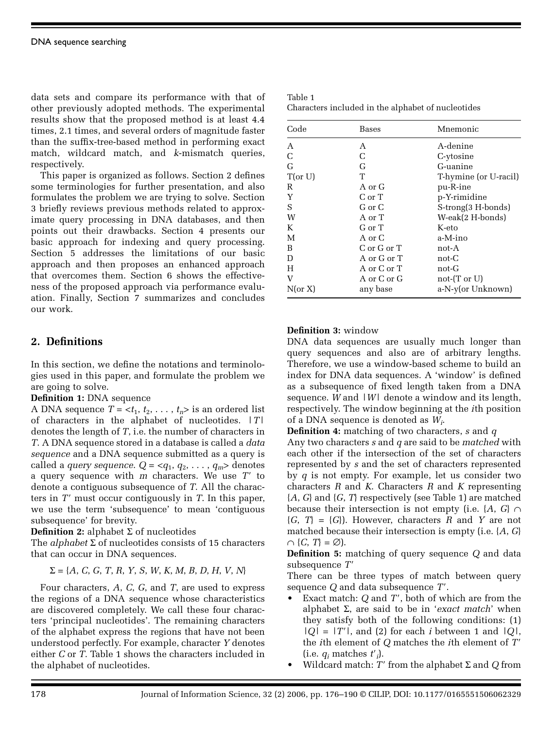data sets and compare its performance with that of other previously adopted methods. The experimental results show that the proposed method is at least 4.4 times, 2.1 times, and several orders of magnitude faster than the suffix-tree-based method in performing exact match, wildcard match, and *k*-mismatch queries, respectively.

This paper is organized as follows. Section 2 defines some terminologies for further presentation, and also formulates the problem we are trying to solve. Section 3 briefly reviews previous methods related to approximate query processing in DNA databases, and then points out their drawbacks. Section 4 presents our basic approach for indexing and query processing. Section 5 addresses the limitations of our basic approach and then proposes an enhanced approach that overcomes them. Section 6 shows the effectiveness of the proposed approach via performance evaluation. Finally, Section 7 summarizes and concludes our work.

## 2. Definitions

In this section, we define the notations and terminologies used in this paper, and formulate the problem we are going to solve.

**Definition 1:** DNA sequence

A DNA sequence $T = \langle t_1, t_2, \ldots, t_n \rangle$ is an ordered list of characters in the alphabet of nucleotides. $|T|$ denotes the length of $T$, i.e. the number of characters in $T$. A DNA sequence stored in a database is called a *data sequence* and a DNA sequence submitted as a query is called a *query sequence*. $Q = \langle q_1, q_2, \ldots, q_m \rangle$ denotes a query sequence with $m$ characters. We use $T'$ to denote a contiguous subsequence of $T$. All the characters in $T'$ must occur contiguously in $T$. In this paper, we use the term 'subsequence' to mean 'contiguous subsequence' for brevity.

**Definition 2:** alphabet $\Sigma$ of nucleotides

The *alphabet* $\Sigma$ of nucleotides consists of 15 characters that can occur in DNA sequences.

$$\Sigma = \{A, C, G, T, R, Y, S, W, K, M, B, D, H, V, N\}$$

Four characters, *A*, *C*, *G*, and *T*, are used to express the regions of a DNA sequence whose characteristics are discovered completely. We call these four characters 'principal nucleotides'. The remaining characters of the alphabet express the regions that have not been understood perfectly. For example, character *Y* denotes either *C* or *T*. Table 1 shows the characters included in the alphabet of nucleotides.

Table 1
Characters included in the alphabet of nucleotides

| Code | Bases | Mnemonic |
|---|---|---|
| A | A | A-denine |
| C | C | C-ytosine |
| G | G | G-uanine |
| T(or U) | T | T-hymine (or U-racil) |
| R | A or G | pu-R-ine |
| Y | C or T | p-Y-rimidine |
| S | G or C | S-trong(3 H-bonds) |
| W | A or T | W-eak(2 H-bonds) |
| K | G or T | K-eto |
| M | A or C | a-M-ino |
| B | C or G or T | not-A |
| D | A or G or T | not-C |
| H | A or C or T | not-G |
| V | A or C or G | not-(T or U) |
| N(or X) | any base | a-N-y(or Unknown) |

**Definition 3:** window

DNA data sequences are usually much longer than query sequences and also are of arbitrary lengths. Therefore, we use a window-based scheme to build an index for DNA data sequences. A 'window' is defined as a subsequence of fixed length taken from a DNA sequence. $W$ and $|W|$ denote a window and its length, respectively. The window beginning at the $i$th position of a DNA sequence is denoted as $W_i$.

**Definition 4:** matching of two characters, $s$ and $q$

Any two characters $s$ and $q$ are said to be *matched* with each other if the intersection of the set of characters represented by $s$ and the set of characters represented by $q$ is not empty. For example, let us consider two characters $R$ and $K$. Characters $R$ and $K$ representing $\{A, G\}$ and $\{G, T\}$ respectively (see Table 1) are matched because their intersection is not empty (i.e. $\{A, G\} \cap \{G, T\} = \{G\}$). However, characters $R$ and $Y$ are not matched because their intersection is empty (i.e. $\{A, G\} \cap \{C, T\} = \varnothing$).

**Definition 5:** matching of query sequence $Q$ and data subsequence $T'$

There can be three types of match between query sequence $Q$ and data subsequence $T'$.

- Exact match: $Q$ and $T'$, both of which are from the alphabet $\Sigma$, are said to be in '*exact match*' when they satisfy both of the following conditions: (1) $|Q| = |T'|$, and (2) for each $i$ between 1 and $|Q|$, the $i$th element of $Q$ matches the $i$th element of $T'$ (i.e. $q_i$ matches $t'_i$).
- Wildcard match: $T'$ from the alphabet $\Sigma$ and $Q$ from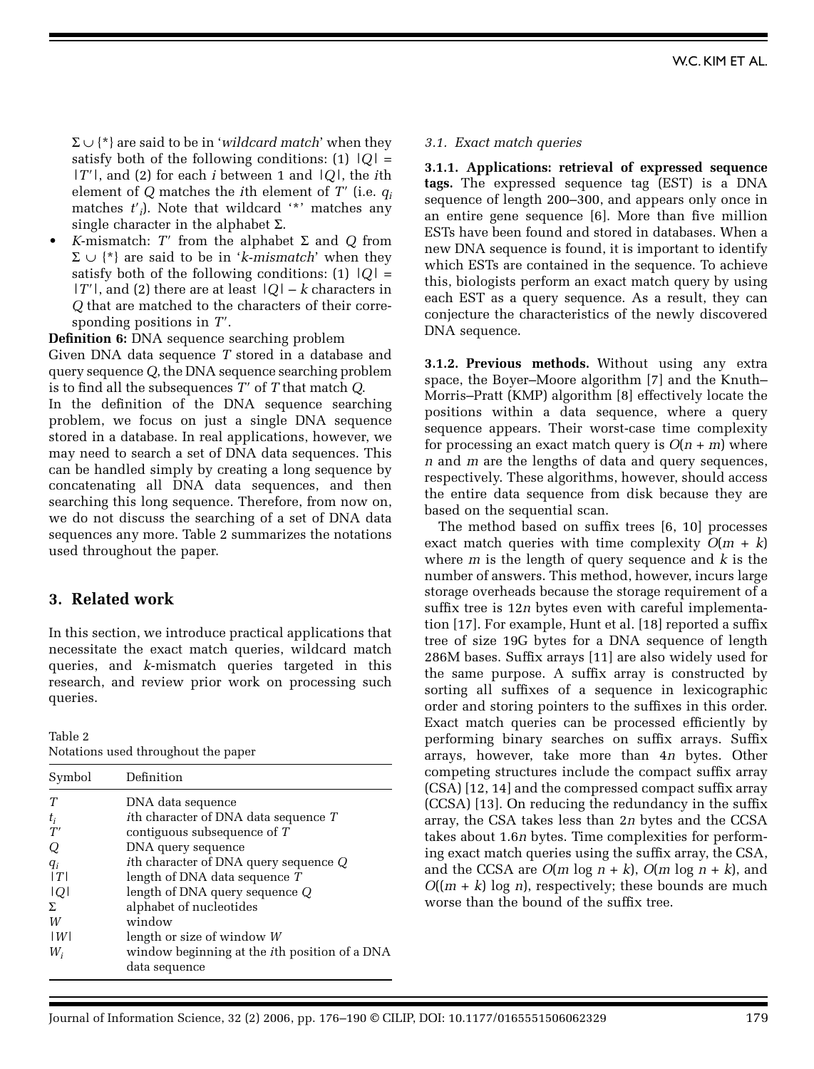$\Sigma \cup \{*\}$ are said to be in '*wildcard match*' when they satisfy both of the following conditions: (1) $|Q| = |T'|$, and (2) for each $i$ between 1 and $|Q|$, the $i$th element of $Q$ matches the $i$th element of $T'$ (i.e. $q_i$ matches $t'_i$). Note that wildcard '*' matches any single character in the alphabet $\Sigma$.

- *K*-mismatch: $T'$ from the alphabet $\Sigma$ and $Q$ from $\Sigma \cup \{*\}$ are said to be in '*k-mismatch*' when they satisfy both of the following conditions: (1) $|Q| = |T'|$, and (2) there are at least $|Q| - k$ characters in $Q$ that are matched to the characters of their corresponding positions in $T'$.

**Definition 6:** DNA sequence searching problem

Given DNA data sequence $T$ stored in a database and query sequence $Q$, the DNA sequence searching problem is to find all the subsequences $T'$ of $T$ that match $Q$.

In the definition of the DNA sequence searching problem, we focus on just a single DNA sequence stored in a database. In real applications, however, we may need to search a set of DNA data sequences. This can be handled simply by creating a long sequence by concatenating all DNA data sequences, and then searching this long sequence. Therefore, from now on, we do not discuss the searching of a set of DNA data sequences any more. Table 2 summarizes the notations used throughout the paper.

## 3. Related work

In this section, we introduce practical applications that necessitate the exact match queries, wildcard match queries, and *k*-mismatch queries targeted in this research, and review prior work on processing such queries.

Table 2
Notations used throughout the paper

| Symbol | Definition |
|---|---|
| $T$ | DNA data sequence |
| $t_i$ | $i$th character of DNA data sequence $T$ |
| $T'$ | contiguous subsequence of $T$ |
| $Q$ | DNA query sequence |
| $q_i$ | $i$th character of DNA query sequence $Q$ |
| $\lvert T \rvert$ | length of DNA data sequence $T$ |
| $\lvert Q \rvert$ | length of DNA query sequence $Q$ |
| $\Sigma$ | alphabet of nucleotides |
| $W$ | window |
| $\lvert W \rvert$ | length or size of window $W$ |
| $W_i$ | window beginning at the $i$th position of a DNA data sequence |

### 3.1. Exact match queries

**3.1.1. Applications: retrieval of expressed sequence tags.** The expressed sequence tag (EST) is a DNA sequence of length 200–300, and appears only once in an entire gene sequence [6]. More than five million ESTs have been found and stored in databases. When a new DNA sequence is found, it is important to identify which ESTs are contained in the sequence. To achieve this, biologists perform an exact match query by using each EST as a query sequence. As a result, they can conjecture the characteristics of the newly discovered DNA sequence.

**3.1.2. Previous methods.** Without using any extra space, the Boyer–Moore algorithm [7] and the Knuth–Morris–Pratt (KMP) algorithm [8] effectively locate the positions within a data sequence, where a query sequence appears. Their worst-case time complexity for processing an exact match query is $O(n + m)$ where $n$ and $m$ are the lengths of data and query sequences, respectively. These algorithms, however, should access the entire data sequence from disk because they are based on the sequential scan.

The method based on suffix trees [6, 10] processes exact match queries with time complexity $O(m + k)$ where $m$ is the length of query sequence and $k$ is the number of answers. This method, however, incurs large storage overheads because the storage requirement of a suffix tree is $12n$ bytes even with careful implementation [17]. For example, Hunt et al. [18] reported a suffix tree of size 19G bytes for a DNA sequence of length 286M bases. Suffix arrays [11] are also widely used for the same purpose. A suffix array is constructed by sorting all suffixes of a sequence in lexicographic order and storing pointers to the suffixes in this order. Exact match queries can be processed efficiently by performing binary searches on suffix arrays. Suffix arrays, however, take more than $4n$ bytes. Other competing structures include the compact suffix array (CSA) [12, 14] and the compressed compact suffix array (CCSA) [13]. On reducing the redundancy in the suffix array, the CSA takes less than $2n$ bytes and the CCSA takes about $1.6n$ bytes. Time complexities for performing exact match queries using the suffix array, the CSA, and the CCSA are $O(m \log n + k)$, $O(m \log n + k)$, and $O((m + k) \log n)$, respectively; these bounds are much worse than the bound of the suffix tree.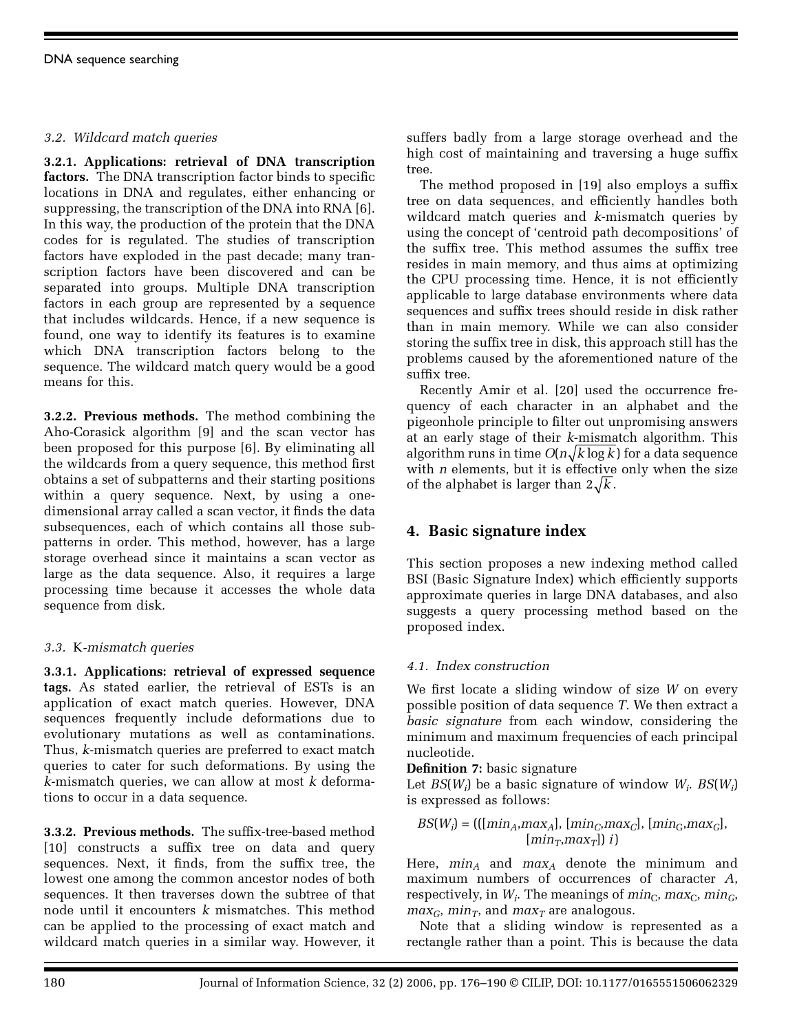### *3.2. Wildcard match queries*

**3.2.1. Applications: retrieval of DNA transcription factors.** The DNA transcription factor binds to specific locations in DNA and regulates, either enhancing or suppressing, the transcription of the DNA into RNA [6]. In this way, the production of the protein that the DNA codes for is regulated. The studies of transcription factors have exploded in the past decade; many transcription factors have been discovered and can be separated into groups. Multiple DNA transcription factors in each group are represented by a sequence that includes wildcards. Hence, if a new sequence is found, one way to identify its features is to examine which DNA transcription factors belong to the sequence. The wildcard match query would be a good means for this.

**3.2.2. Previous methods.** The method combining the Aho-Corasick algorithm [9] and the scan vector has been proposed for this purpose [6]. By eliminating all the wildcards from a query sequence, this method first obtains a set of subpatterns and their starting positions within a query sequence. Next, by using a one-dimensional array called a scan vector, it finds the data subsequences, each of which contains all those subpatterns in order. This method, however, has a large storage overhead since it maintains a scan vector as large as the data sequence. Also, it requires a large processing time because it accesses the whole data sequence from disk.

### *3.3.* K*-mismatch queries*

**3.3.1. Applications: retrieval of expressed sequence tags.** As stated earlier, the retrieval of ESTs is an application of exact match queries. However, DNA sequences frequently include deformations due to evolutionary mutations as well as contaminations. Thus, $k$-mismatch queries are preferred to exact match queries to cater for such deformations. By using the $k$-mismatch queries, we can allow at most $k$ deformations to occur in a data sequence.

**3.3.2. Previous methods.** The suffix-tree-based method [10] constructs a suffix tree on data and query sequences. Next, it finds, from the suffix tree, the lowest one among the common ancestor nodes of both sequences. It then traverses down the subtree of that node until it encounters $k$ mismatches. This method can be applied to the processing of exact match and wildcard match queries in a similar way. However, it suffers badly from a large storage overhead and the high cost of maintaining and traversing a huge suffix tree.

The method proposed in [19] also employs a suffix tree on data sequences, and efficiently handles both wildcard match queries and $k$-mismatch queries by using the concept of 'centroid path decompositions' of the suffix tree. This method assumes the suffix tree resides in main memory, and thus aims at optimizing the CPU processing time. Hence, it is not efficiently applicable to large database environments where data sequences and suffix trees should reside in disk rather than in main memory. While we can also consider storing the suffix tree in disk, this approach still has the problems caused by the aforementioned nature of the suffix tree.

Recently Amir et al. [20] used the occurrence frequency of each character in an alphabet and the pigeonhole principle to filter out unpromising answers at an early stage of their $k$-mismatch algorithm. This algorithm runs in time $O(n\sqrt{k \log k})$ for a data sequence with $n$ elements, but it is effective only when the size of the alphabet is larger than $2\sqrt{k}$.

## 4. Basic signature index

This section proposes a new indexing method called BSI (Basic Signature Index) which efficiently supports approximate queries in large DNA databases, and also suggests a query processing method based on the proposed index.

### *4.1. Index construction*

We first locate a sliding window of size $W$ on every possible position of data sequence $T$. We then extract a *basic signature* from each window, considering the minimum and maximum frequencies of each principal nucleotide.

**Definition 7:** basic signature

Let $BS(W_i)$ be a basic signature of window $W_i$. $BS(W_i)$ is expressed as follows:

$$BS(W_i) = (([min_A,max_A], [min_C,max_C], [min_G,max_G], [min_T,max_T])\ i)$$

Here, $min_A$ and $max_A$ denote the minimum and maximum numbers of occurrences of character $A$, respectively, in $W_i$. The meanings of $min_C$, $max_C$, $min_G$, $max_G$, $min_T$, and $max_T$ are analogous.

Note that a sliding window is represented as a rectangle rather than a point. This is because the data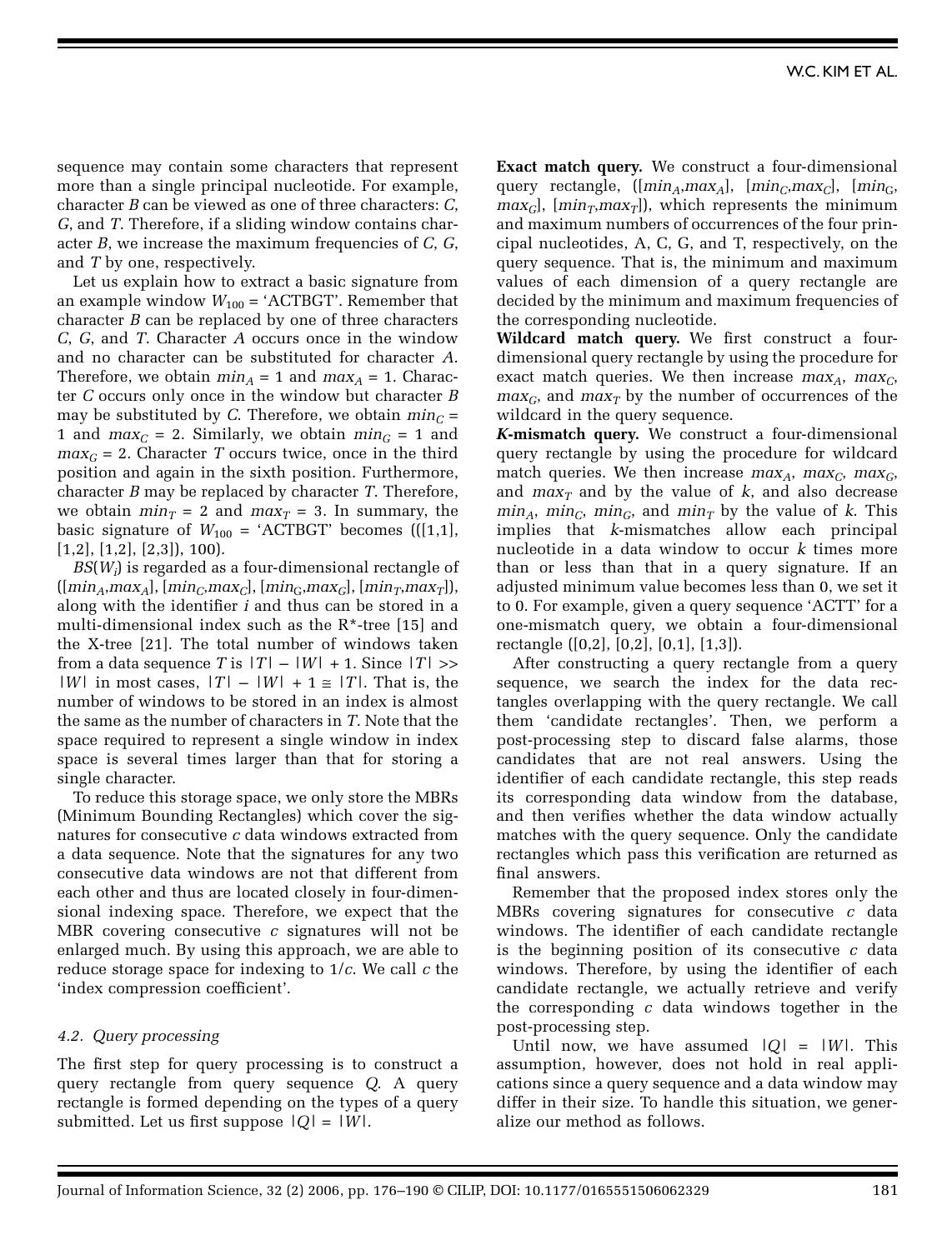sequence may contain some characters that represent more than a single principal nucleotide. For example, character *B* can be viewed as one of three characters: *C*, *G*, and *T*. Therefore, if a sliding window contains character *B*, we increase the maximum frequencies of *C*, *G*, and *T* by one, respectively.

Let us explain how to extract a basic signature from an example window $W_{100}$ = 'ACTBGT'. Remember that character *B* can be replaced by one of three characters *C*, *G*, and *T*. Character *A* occurs once in the window and no character can be substituted for character *A*. Therefore, we obtain $min_A = 1$ and $max_A = 1$. Character *C* occurs only once in the window but character *B* may be substituted by *C*. Therefore, we obtain $min_C = 1$ and $max_C = 2$. Similarly, we obtain $min_G = 1$ and $max_G = 2$. Character *T* occurs twice, once in the third position and again in the sixth position. Furthermore, character *B* may be replaced by character *T*. Therefore, we obtain $min_T = 2$ and $max_T = 3$. In summary, the basic signature of $W_{100}$ = 'ACTBGT' becomes (([1,1], [1,2], [1,2], [2,3]), 100).

$BS(W_i)$ is regarded as a four-dimensional rectangle of ([$min_A$,$max_A$], [$min_C$,$max_C$], [$min_G$,$max_G$], [$min_T$,$max_T$]), along with the identifier *i* and thus can be stored in a multi-dimensional index such as the R*-tree [15] and the X-tree [21]. The total number of windows taken from a data sequence *T* is $|T| - |W| + 1$. Since $|T| >> |W|$ in most cases, $|T| - |W| + 1 \cong |T|$. That is, the number of windows to be stored in an index is almost the same as the number of characters in *T*. Note that the space required to represent a single window in index space is several times larger than that for storing a single character.

To reduce this storage space, we only store the MBRs (Minimum Bounding Rectangles) which cover the signatures for consecutive *c* data windows extracted from a data sequence. Note that the signatures for any two consecutive data windows are not that different from each other and thus are located closely in four-dimensional indexing space. Therefore, we expect that the MBR covering consecutive *c* signatures will not be enlarged much. By using this approach, we are able to reduce storage space for indexing to $1/c$. We call *c* the 'index compression coefficient'.

### *4.2. Query processing*

The first step for query processing is to construct a query rectangle from query sequence *Q*. A query rectangle is formed depending on the types of a query submitted. Let us first suppose $|Q| = |W|$.

**Exact match query.** We construct a four-dimensional query rectangle, ([$min_A$,$max_A$], [$min_C$,$max_C$], [$min_G$, $max_G$], [$min_T$,$max_T$]), which represents the minimum and maximum numbers of occurrences of the four principal nucleotides, A, C, G, and T, respectively, on the query sequence. That is, the minimum and maximum values of each dimension of a query rectangle are decided by the minimum and maximum frequencies of the corresponding nucleotide.

**Wildcard match query.** We first construct a four-dimensional query rectangle by using the procedure for exact match queries. We then increase $max_A$, $max_C$, $max_G$, and $max_T$ by the number of occurrences of the wildcard in the query sequence.

***K*-mismatch query.** We construct a four-dimensional query rectangle by using the procedure for wildcard match queries. We then increase $max_A$, $max_C$, $max_G$, and $max_T$ and by the value of *k*, and also decrease $min_A$, $min_C$, $min_G$, and $min_T$ by the value of *k*. This implies that *k*-mismatches allow each principal nucleotide in a data window to occur *k* times more than or less than that in a query signature. If an adjusted minimum value becomes less than 0, we set it to 0. For example, given a query sequence 'ACTT' for a one-mismatch query, we obtain a four-dimensional rectangle ([0,2], [0,2], [0,1], [1,3]).

After constructing a query rectangle from a query sequence, we search the index for the data rectangles overlapping with the query rectangle. We call them 'candidate rectangles'. Then, we perform a post-processing step to discard false alarms, those candidates that are not real answers. Using the identifier of each candidate rectangle, this step reads its corresponding data window from the database, and then verifies whether the data window actually matches with the query sequence. Only the candidate rectangles which pass this verification are returned as final answers.

Remember that the proposed index stores only the MBRs covering signatures for consecutive *c* data windows. The identifier of each candidate rectangle is the beginning position of its consecutive *c* data windows. Therefore, by using the identifier of each candidate rectangle, we actually retrieve and verify the corresponding *c* data windows together in the post-processing step.

Until now, we have assumed $|Q| = |W|$. This assumption, however, does not hold in real applications since a query sequence and a data window may differ in their size. To handle this situation, we generalize our method as follows.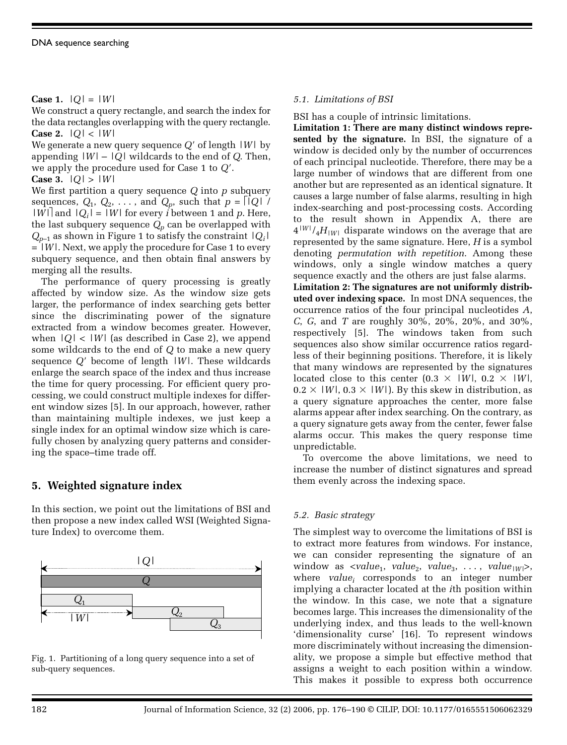**Case 1.** $|Q| = |W|$

We construct a query rectangle, and search the index for the data rectangles overlapping with the query rectangle.

**Case 2.** $|Q| < |W|$

We generate a new query sequence $Q'$ of length $|W|$ by appending $|W| - |Q|$ wildcards to the end of $Q$. Then, we apply the procedure used for Case 1 to $Q'$.

**Case 3.** $|Q| > |W|$

We first partition a query sequence $Q$ into $p$ subquery sequences, $Q_1$, $Q_2$, . . . , and $Q_p$, such that $p = \lceil |Q| / |W| \rceil$ and $|Q_i| = |W|$ for every $i$ between 1 and $p$. Here, the last subquery sequence $Q_p$ can be overlapped with $Q_{p-1}$ as shown in Figure 1 to satisfy the constraint $|Q_i| = |W|$. Next, we apply the procedure for Case 1 to every subquery sequence, and then obtain final answers by merging all the results.

The performance of query processing is greatly affected by window size. As the window size gets larger, the performance of index searching gets better since the discriminating power of the signature extracted from a window becomes greater. However, when $|Q| < |W|$ (as described in Case 2), we append some wildcards to the end of $Q$ to make a new query sequence $Q'$ become of length $|W|$. These wildcards enlarge the search space of the index and thus increase the time for query processing. For efficient query processing, we could construct multiple indexes for different window sizes [5]. In our approach, however, rather than maintaining multiple indexes, we just keep a single index for an optimal window size which is carefully chosen by analyzing query patterns and considering the space–time trade off.

Fig. 1. Partitioning of a long query sequence into a set of sub-query sequences.

## 5. Weighted signature index

In this section, we point out the limitations of BSI and then propose a new index called WSI (Weighted Signature Index) to overcome them.

### 5.1. Limitations of BSI

BSI has a couple of intrinsic limitations.

**Limitation 1: There are many distinct windows represented by the signature.** In BSI, the signature of a window is decided only by the number of occurrences of each principal nucleotide. Therefore, there may be a large number of windows that are different from one another but are represented as an identical signature. It causes a large number of false alarms, resulting in high index-searching and post-processing costs. According to the result shown in Appendix A, there are $4^{|W|}/{}_4H_{|W|}$ disparate windows on the average that are represented by the same signature. Here, $H$ is a symbol denoting *permutation with repetition*. Among these windows, only a single window matches a query sequence exactly and the others are just false alarms.

**Limitation 2: The signatures are not uniformly distributed over indexing space.** In most DNA sequences, the occurrence ratios of the four principal nucleotides *A*, *C*, *G*, and *T* are roughly 30%, 20%, 20%, and 30%, respectively [5]. The windows taken from such sequences also show similar occurrence ratios regardless of their beginning positions. Therefore, it is likely that many windows are represented by the signatures located close to this center ($0.3 \times |W|$, $0.2 \times |W|$, $0.2 \times |W|$, $0.3 \times |W|$). By this skew in distribution, as a query signature approaches the center, more false alarms appear after index searching. On the contrary, as a query signature gets away from the center, fewer false alarms occur. This makes the query response time unpredictable.

To overcome the above limitations, we need to increase the number of distinct signatures and spread them evenly across the indexing space.

### 5.2. Basic strategy

The simplest way to overcome the limitations of BSI is to extract more features from windows. For instance, we can consider representing the signature of a window as <$value_1$, $value_2$, $value_3$, . . . , $value_{|W|}$>, where $value_i$ corresponds to an integer number implying a character located at the $i$th position within the window. In this case, we note that a signature becomes large. This increases the dimensionality of the underlying index, and thus leads to the well-known 'dimensionality curse' [16]. To represent windows more discriminately without increasing the dimensionality, we propose a simple but effective method that assigns a weight to each position within a window. This makes it possible to express both occurrence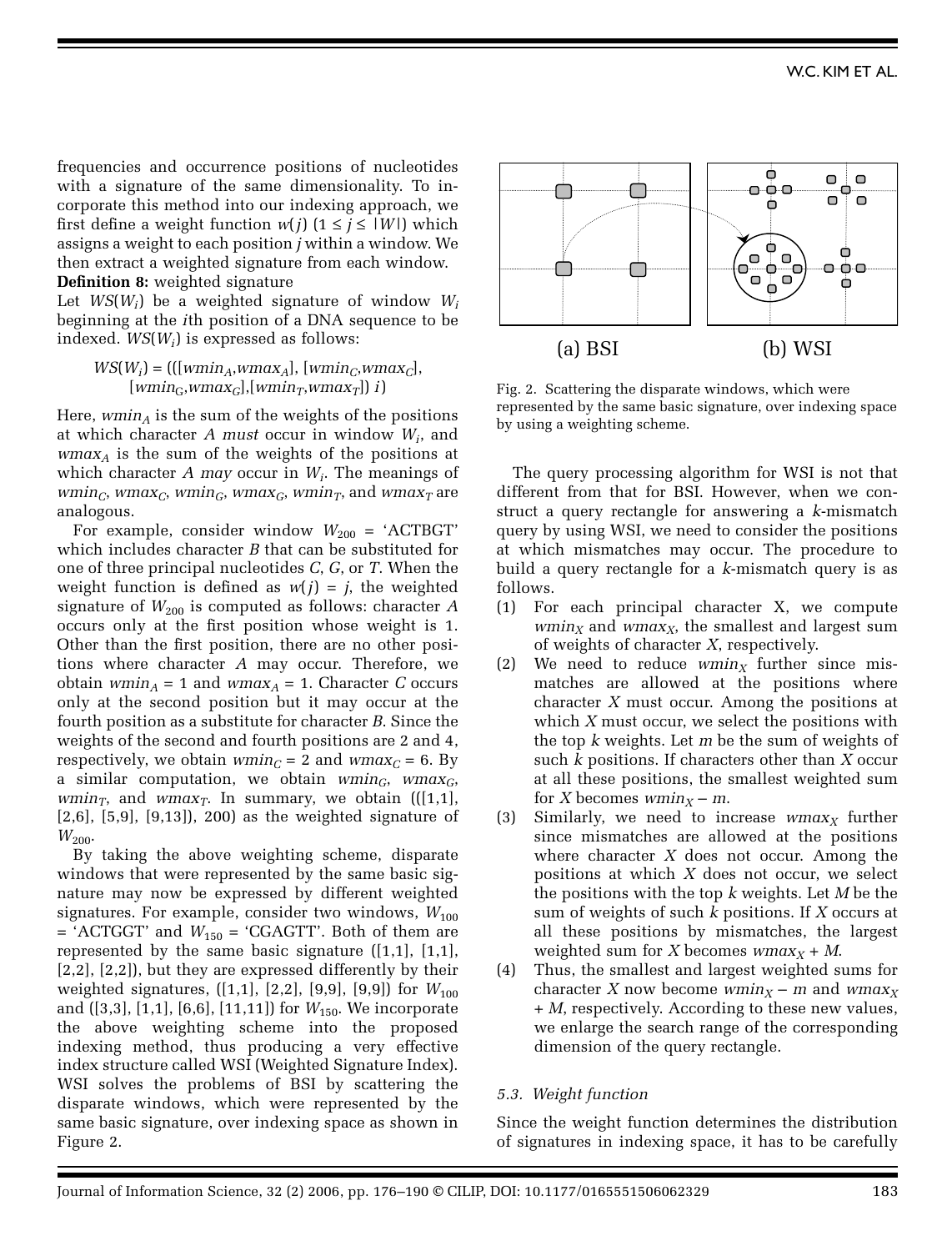frequencies and occurrence positions of nucleotides with a signature of the same dimensionality. To incorporate this method into our indexing approach, we first define a weight function $w(j)$ ($1 \leq j \leq |W|$) which assigns a weight to each position $j$ within a window. We then extract a weighted signature from each window.

**Definition 8:** weighted signature

Let $WS(W_i)$ be a weighted signature of window $W_i$ beginning at the $i$th position of a DNA sequence to be indexed. $WS(W_i)$ is expressed as follows:

$$WS(W_i) = (([wmin_A, wmax_A], [wmin_C, wmax_C], [wmin_G, wmax_G], [wmin_T, wmax_T])\ i)$$

Here, $wmin_A$ is the sum of the weights of the positions at which character $A$ *must* occur in window $W_i$, and $wmax_A$ is the sum of the weights of the positions at which character $A$ *may* occur in $W_i$. The meanings of $wmin_C$, $wmax_C$, $wmin_G$, $wmax_G$, $wmin_T$, and $wmax_T$ are analogous.

For example, consider window $W_{200}$ = 'ACTBGT' which includes character $B$ that can be substituted for one of three principal nucleotides $C$, $G$, or $T$. When the weight function is defined as $w(j) = j$, the weighted signature of $W_{200}$ is computed as follows: character $A$ occurs only at the first position whose weight is 1. Other than the first position, there are no other positions where character $A$ may occur. Therefore, we obtain $wmin_A = 1$ and $wmax_A = 1$. Character $C$ occurs only at the second position but it may occur at the fourth position as a substitute for character $B$. Since the weights of the second and fourth positions are 2 and 4, respectively, we obtain $wmin_C = 2$ and $wmax_C = 6$. By a similar computation, we obtain $wmin_G$, $wmax_G$, $wmin_T$, and $wmax_T$. In summary, we obtain (([1,1], [2,6], [5,9], [9,13]), 200) as the weighted signature of $W_{200}$.

By taking the above weighting scheme, disparate windows that were represented by the same basic signature may now be expressed by different weighted signatures. For example, consider two windows, $W_{100}$ = 'ACTGGT' and $W_{150}$ = 'CGAGTT'. Both of them are represented by the same basic signature ([1,1], [1,1], [2,2], [2,2]), but they are expressed differently by their weighted signatures, ([1,1], [2,2], [9,9], [9,9]) for $W_{100}$ and ([3,3], [1,1], [6,6], [11,11]) for $W_{150}$. We incorporate the above weighting scheme into the proposed indexing method, thus producing a very effective index structure called WSI (Weighted Signature Index). WSI solves the problems of BSI by scattering the disparate windows, which were represented by the same basic signature, over indexing space as shown in Figure 2.

(a) BSI (b) WSI

Fig. 2. Scattering the disparate windows, which were represented by the same basic signature, over indexing space by using a weighting scheme.

The query processing algorithm for WSI is not that different from that for BSI. However, when we construct a query rectangle for answering a $k$-mismatch query by using WSI, we need to consider the positions at which mismatches may occur. The procedure to build a query rectangle for a $k$-mismatch query is as follows.

(1) For each principal character X, we compute $wmin_X$ and $wmax_X$, the smallest and largest sum of weights of character $X$, respectively.

(2) We need to reduce $wmin_X$ further since mismatches are allowed at the positions where character $X$ must occur. Among the positions at which $X$ must occur, we select the positions with the top $k$ weights. Let $m$ be the sum of weights of such $k$ positions. If characters other than $X$ occur at all these positions, the smallest weighted sum for $X$ becomes $wmin_X - m$.

(3) Similarly, we need to increase $wmax_X$ further since mismatches are allowed at the positions where character $X$ does not occur. Among the positions at which $X$ does not occur, we select the positions with the top $k$ weights. Let $M$ be the sum of weights of such $k$ positions. If $X$ occurs at all these positions by mismatches, the largest weighted sum for $X$ becomes $wmax_X + M$.

(4) Thus, the smallest and largest weighted sums for character $X$ now become $wmin_X - m$ and $wmax_X + M$, respectively. According to these new values, we enlarge the search range of the corresponding dimension of the query rectangle.

### *5.3. Weight function*

Since the weight function determines the distribution of signatures in indexing space, it has to be carefully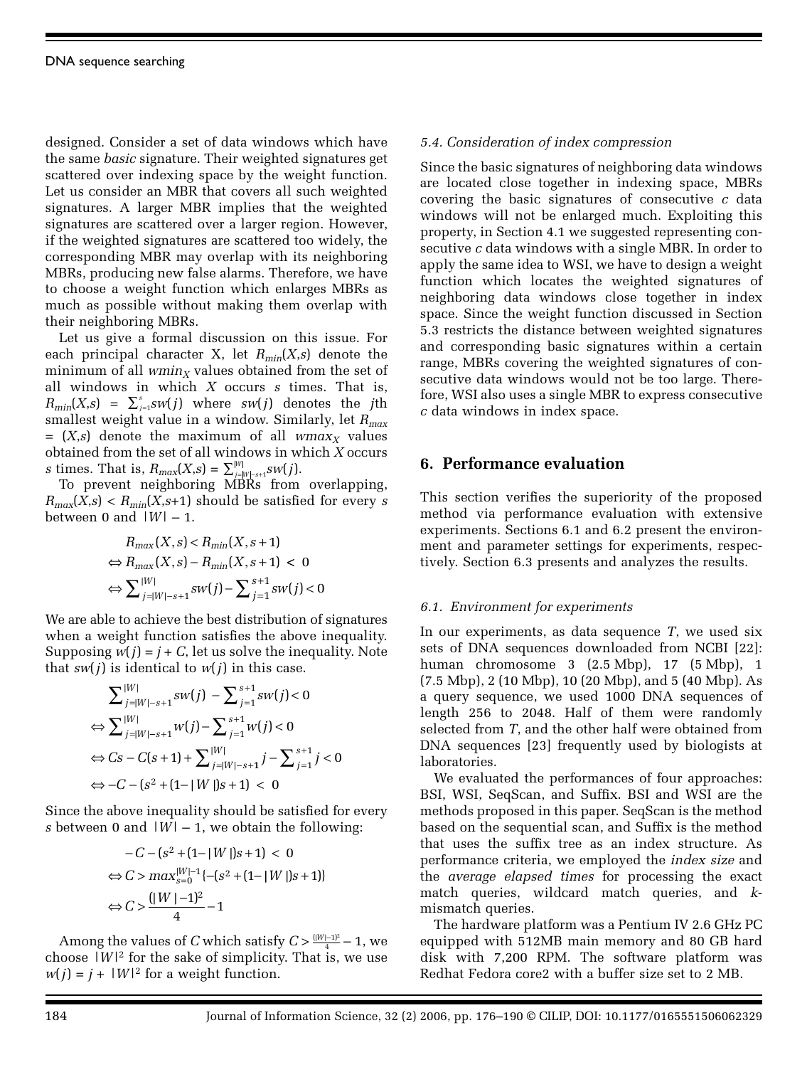designed. Consider a set of data windows which have the same *basic* signature. Their weighted signatures get scattered over indexing space by the weight function. Let us consider an MBR that covers all such weighted signatures. A larger MBR implies that the weighted signatures are scattered over a larger region. However, if the weighted signatures are scattered too widely, the corresponding MBR may overlap with its neighboring MBRs, producing new false alarms. Therefore, we have to choose a weight function which enlarges MBRs as much as possible without making them overlap with their neighboring MBRs.

Let us give a formal discussion on this issue. For each principal character X, let $R_{min}(X,s)$ denote the minimum of all $wmin_X$ values obtained from the set of all windows in which $X$ occurs $s$ times. That is, $R_{min}(X,s) = \sum_{j=1}^{s} sw(j)$ where $sw(j)$ denotes the $j$th smallest weight value in a window. Similarly, let $R_{max} = (X,s)$ denote the maximum of all $wmax_X$ values obtained from the set of all windows in which $X$ occurs $s$ times. That is, $R_{max}(X,s) = \sum_{j=|W|-s+1}^{|W|} sw(j)$.

To prevent neighboring MBRs from overlapping, $R_{max}(X,s) < R_{min}(X,s+1)$ should be satisfied for every $s$ between 0 and $|W| - 1$.

$$
\begin{aligned}
& R_{max}(X,s) < R_{min}(X,s+1) \\
\Leftrightarrow\ & R_{max}(X,s) - R_{min}(X,s+1) < 0 \\
\Leftrightarrow\ & \sum_{j=|W|-s+1}^{|W|} sw(j) - \sum_{j=1}^{s+1} sw(j) < 0
\end{aligned}
$$

We are able to achieve the best distribution of signatures when a weight function satisfies the above inequality. Supposing $w(j) = j + C$, let us solve the inequality. Note that $sw(j)$ is identical to $w(j)$ in this case.

$$
\begin{aligned}
& \sum_{j=|W|-s+1}^{|W|} sw(j) - \sum_{j=1}^{s+1} sw(j) < 0 \\
\Leftrightarrow\ & \sum_{j=|W|-s+1}^{|W|} w(j) - \sum_{j=1}^{s+1} w(j) < 0 \\
\Leftrightarrow\ & Cs - C(s+1) + \sum_{j=|W|-s+1}^{|W|} j - \sum_{j=1}^{s+1} j < 0 \\
\Leftrightarrow\ & -C - (s^2 + (1-|W|)s + 1) < 0
\end{aligned}
$$

Since the above inequality should be satisfied for every $s$ between 0 and $|W| - 1$, we obtain the following:

$$
\begin{aligned}
& -C - (s^2 + (1-|W|)s + 1) < 0 \\
\Leftrightarrow\ & C > max_{s=0}^{|W|-1} \{-(s^2 + (1-|W|)s + 1)\} \\
\Leftrightarrow\ & C > \frac{(|W|-1)^2}{4} - 1
\end{aligned}
$$

Among the values of $C$ which satisfy $C > \frac{(|W|-1)^2}{4} - 1$, we choose $|W|^2$ for the sake of simplicity. That is, we use $w(j) = j + |W|^2$ for a weight function.

### 5.4. Consideration of index compression

Since the basic signatures of neighboring data windows are located close together in indexing space, MBRs covering the basic signatures of consecutive $c$ data windows will not be enlarged much. Exploiting this property, in Section 4.1 we suggested representing consecutive $c$ data windows with a single MBR. In order to apply the same idea to WSI, we have to design a weight function which locates the weighted signatures of neighboring data windows close together in index space. Since the weight function discussed in Section 5.3 restricts the distance between weighted signatures and corresponding basic signatures within a certain range, MBRs covering the weighted signatures of consecutive data windows would not be too large. Therefore, WSI also uses a single MBR to express consecutive $c$ data windows in index space.

## 6. Performance evaluation

This section verifies the superiority of the proposed method via performance evaluation with extensive experiments. Sections 6.1 and 6.2 present the environment and parameter settings for experiments, respectively. Section 6.3 presents and analyzes the results.

### 6.1. Environment for experiments

In our experiments, as data sequence $T$, we used six sets of DNA sequences downloaded from NCBI [22]: human chromosome 3 (2.5 Mbp), 17 (5 Mbp), 1 (7.5 Mbp), 2 (10 Mbp), 10 (20 Mbp), and 5 (40 Mbp). As a query sequence, we used 1000 DNA sequences of length 256 to 2048. Half of them were randomly selected from $T$, and the other half were obtained from DNA sequences [23] frequently used by biologists at laboratories.

We evaluated the performances of four approaches: BSI, WSI, SeqScan, and Suffix. BSI and WSI are the methods proposed in this paper. SeqScan is the method based on the sequential scan, and Suffix is the method that uses the suffix tree as an index structure. As performance criteria, we employed the *index size* and the *average elapsed times* for processing the exact match queries, wildcard match queries, and $k$-mismatch queries.

The hardware platform was a Pentium IV 2.6 GHz PC equipped with 512MB main memory and 80 GB hard disk with 7,200 RPM. The software platform was Redhat Fedora core2 with a buffer size set to 2 MB.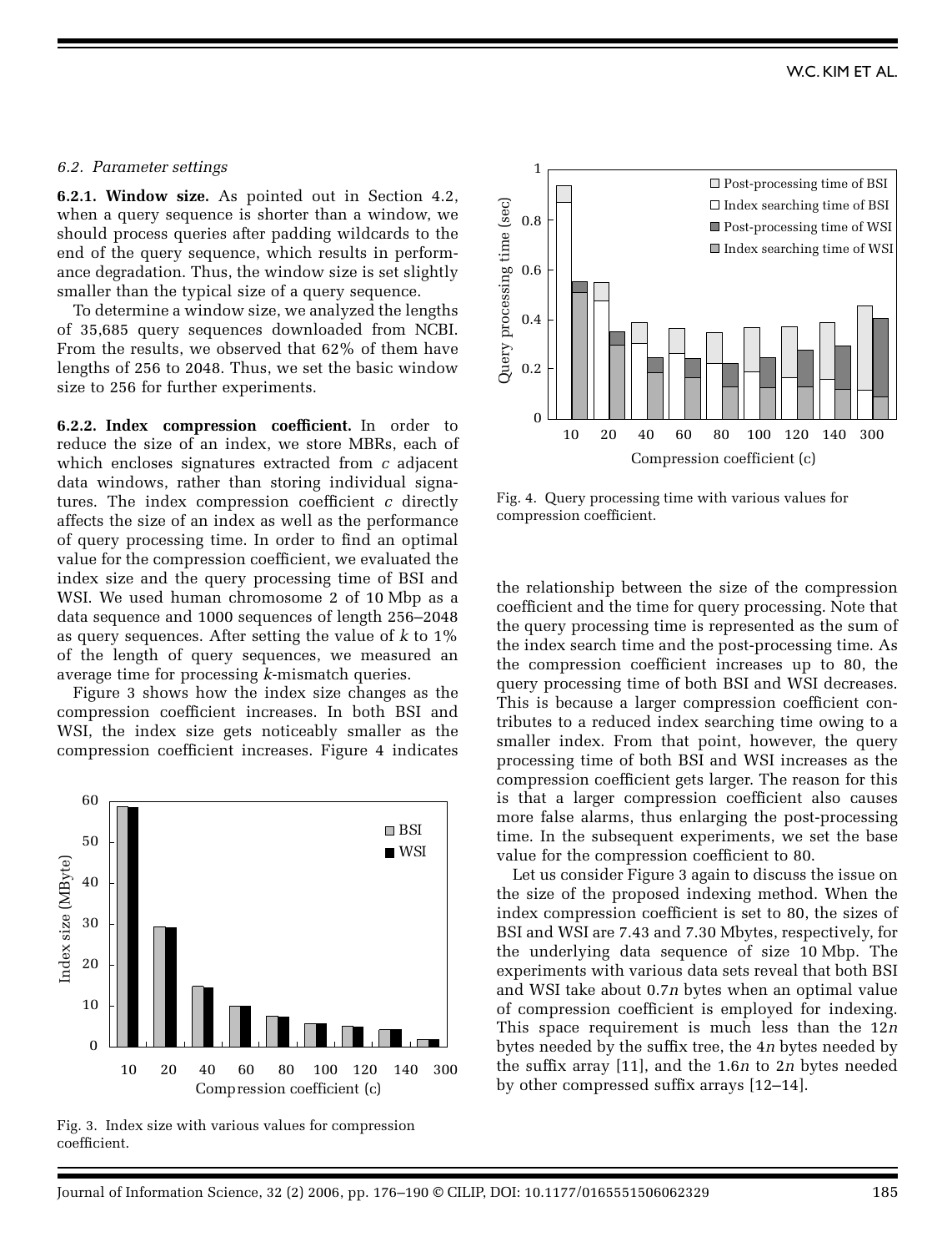*6.2. Parameter settings*

**6.2.1. Window size.** As pointed out in Section 4.2, when a query sequence is shorter than a window, we should process queries after padding wildcards to the end of the query sequence, which results in performance degradation. Thus, the window size is set slightly smaller than the typical size of a query sequence.

To determine a window size, we analyzed the lengths of 35,685 query sequences downloaded from NCBI. From the results, we observed that 62% of them have lengths of 256 to 2048. Thus, we set the basic window size to 256 for further experiments.

**6.2.2. Index compression coefficient.** In order to reduce the size of an index, we store MBRs, each of which encloses signatures extracted from $c$ adjacent data windows, rather than storing individual signatures. The index compression coefficient $c$ directly affects the size of an index as well as the performance of query processing time. In order to find an optimal value for the compression coefficient, we evaluated the index size and the query processing time of BSI and WSI. We used human chromosome 2 of 10 Mbp as a data sequence and 1000 sequences of length 256–2048 as query sequences. After setting the value of $k$ to 1% of the length of query sequences, we measured an average time for processing $k$-mismatch queries.

Figure 3 shows how the index size changes as the compression coefficient increases. In both BSI and WSI, the index size gets noticeably smaller as the compression coefficient increases. Figure 4 indicates the relationship between the size of the compression coefficient and the time for query processing. Note that the query processing time is represented as the sum of the index search time and the post-processing time. As the compression coefficient increases up to 80, the query processing time of both BSI and WSI decreases. This is because a larger compression coefficient contributes to a reduced index searching time owing to a smaller index. From that point, however, the query processing time of both BSI and WSI increases as the compression coefficient gets larger. The reason for this is that a larger compression coefficient also causes more false alarms, thus enlarging the post-processing time. In the subsequent experiments, we set the base value for the compression coefficient to 80.

Fig. 3. Index size with various values for compression coefficient.

Fig. 4. Query processing time with various values for compression coefficient.

Let us consider Figure 3 again to discuss the issue on the size of the proposed indexing method. When the index compression coefficient is set to 80, the sizes of BSI and WSI are 7.43 and 7.30 Mbytes, respectively, for the underlying data sequence of size 10 Mbp. The experiments with various data sets reveal that both BSI and WSI take about $0.7n$ bytes when an optimal value of compression coefficient is employed for indexing. This space requirement is much less than the $12n$ bytes needed by the suffix tree, the $4n$ bytes needed by the suffix array [11], and the $1.6n$ to $2n$ bytes needed by other compressed suffix arrays [12–14].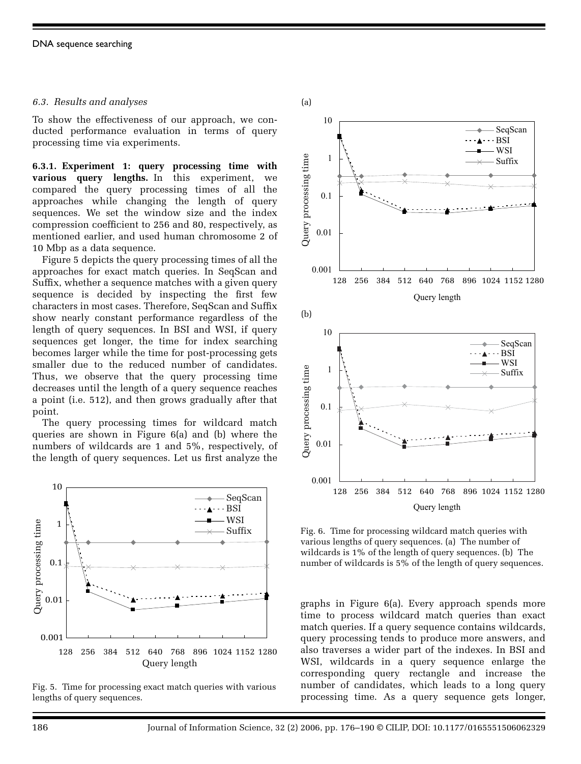### *6.3. Results and analyses*

To show the effectiveness of our approach, we conducted performance evaluation in terms of query processing time via experiments.

**6.3.1. Experiment 1: query processing time with various query lengths.** In this experiment, we compared the query processing times of all the approaches while changing the length of query sequences. We set the window size and the index compression coefficient to 256 and 80, respectively, as mentioned earlier, and used human chromosome 2 of 10 Mbp as a data sequence.

Figure 5 depicts the query processing times of all the approaches for exact match queries. In SeqScan and Suffix, whether a sequence matches with a given query sequence is decided by inspecting the first few characters in most cases. Therefore, SeqScan and Suffix show nearly constant performance regardless of the length of query sequences. In BSI and WSI, if query sequences get longer, the time for index searching becomes larger while the time for post-processing gets smaller due to the reduced number of candidates. Thus, we observe that the query processing time decreases until the length of a query sequence reaches a point (i.e. 512), and then grows gradually after that point.

The query processing times for wildcard match queries are shown in Figure 6(a) and (b) where the numbers of wildcards are 1 and 5%, respectively, of the length of query sequences. Let us first analyze the graphs in Figure 6(a). Every approach spends more time to process wildcard match queries than exact match queries. If a query sequence contains wildcards, query processing tends to produce more answers, and also traverses a wider part of the indexes. In BSI and WSI, wildcards in a query sequence enlarge the corresponding query rectangle and increase the number of candidates, which leads to a long query processing time. As a query sequence gets longer,

Fig. 5. Time for processing exact match queries with various lengths of query sequences.

Fig. 6. Time for processing wildcard match queries with various lengths of query sequences. (a) The number of wildcards is 1% of the length of query sequences. (b) The number of wildcards is 5% of the length of query sequences.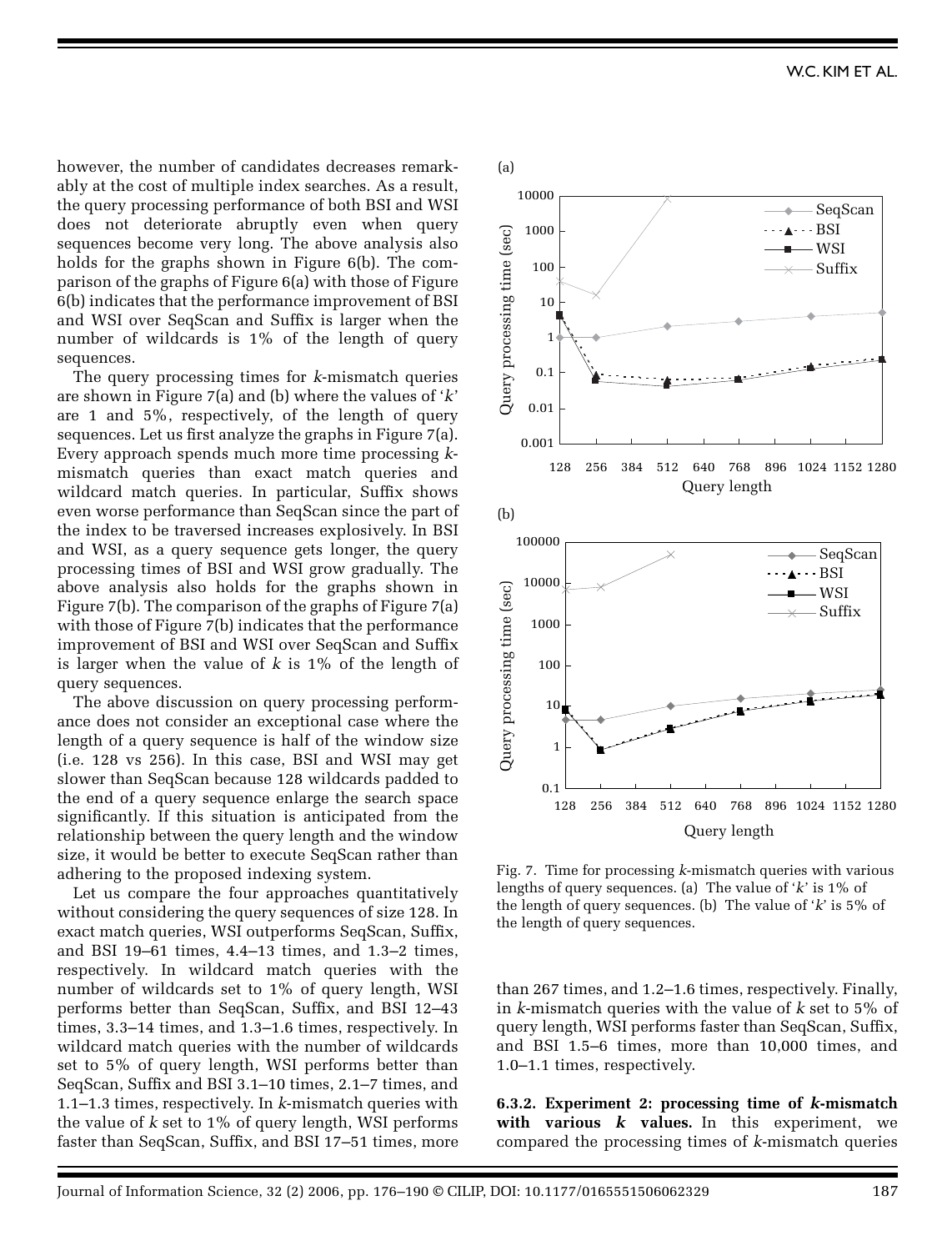however, the number of candidates decreases remarkably at the cost of multiple index searches. As a result, the query processing performance of both BSI and WSI does not deteriorate abruptly even when query sequences become very long. The above analysis also holds for the graphs shown in Figure 6(b). The comparison of the graphs of Figure 6(a) with those of Figure 6(b) indicates that the performance improvement of BSI and WSI over SeqScan and Suffix is larger when the number of wildcards is 1% of the length of query sequences.

The query processing times for *k*-mismatch queries are shown in Figure 7(a) and (b) where the values of '*k*' are 1 and 5%, respectively, of the length of query sequences. Let us first analyze the graphs in Figure 7(a). Every approach spends much more time processing *k*-mismatch queries than exact match queries and wildcard match queries. In particular, Suffix shows even worse performance than SeqScan since the part of the index to be traversed increases explosively. In BSI and WSI, as a query sequence gets longer, the query processing times of BSI and WSI grow gradually. The above analysis also holds for the graphs shown in Figure 7(b). The comparison of the graphs of Figure 7(a) with those of Figure 7(b) indicates that the performance improvement of BSI and WSI over SeqScan and Suffix is larger when the value of *k* is 1% of the length of query sequences.

The above discussion on query processing performance does not consider an exceptional case where the length of a query sequence is half of the window size (i.e. 128 vs 256). In this case, BSI and WSI may get slower than SeqScan because 128 wildcards padded to the end of a query sequence enlarge the search space significantly. If this situation is anticipated from the relationship between the query length and the window size, it would be better to execute SeqScan rather than adhering to the proposed indexing system.

Let us compare the four approaches quantitatively without considering the query sequences of size 128. In exact match queries, WSI outperforms SeqScan, Suffix, and BSI 19–61 times, 4.4–13 times, and 1.3–2 times, respectively. In wildcard match queries with the number of wildcards set to 1% of query length, WSI performs better than SeqScan, Suffix, and BSI 12–43 times, 3.3–14 times, and 1.3–1.6 times, respectively. In wildcard match queries with the number of wildcards set to 5% of query length, WSI performs better than SeqScan, Suffix and BSI 3.1–10 times, 2.1–7 times, and 1.1–1.3 times, respectively. In *k*-mismatch queries with the value of *k* set to 1% of query length, WSI performs faster than SeqScan, Suffix, and BSI 17–51 times, more than 267 times, and 1.2–1.6 times, respectively. Finally, in *k*-mismatch queries with the value of *k* set to 5% of query length, WSI performs faster than SeqScan, Suffix, and BSI 1.5–6 times, more than 10,000 times, and 1.0–1.1 times, respectively.

Fig. 7. Time for processing *k*-mismatch queries with various lengths of query sequences. (a) The value of '*k*' is 1% of the length of query sequences. (b) The value of '*k*' is 5% of the length of query sequences.

**6.3.2. Experiment 2: processing time of *k*-mismatch with various *k* values.** In this experiment, we compared the processing times of *k*-mismatch queries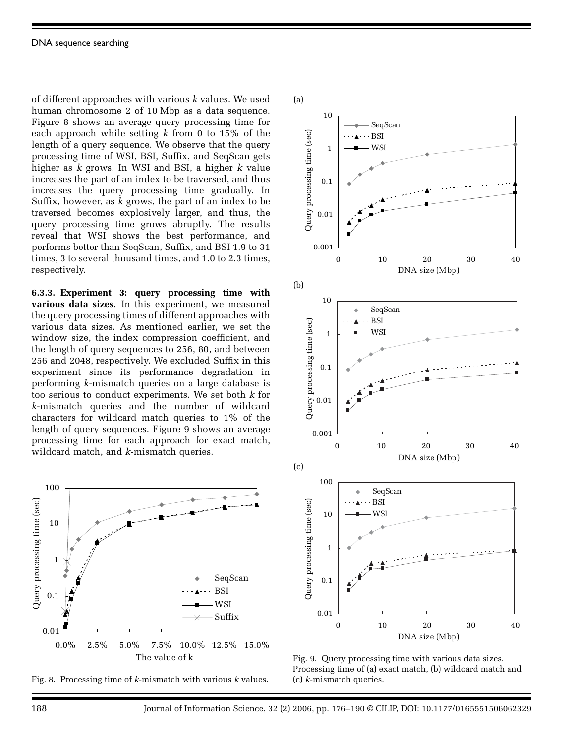of different approaches with various $k$ values. We used human chromosome 2 of 10 Mbp as a data sequence. Figure 8 shows an average query processing time for each approach while setting $k$ from 0 to 15% of the length of a query sequence. We observe that the query processing time of WSI, BSI, Suffix, and SeqScan gets higher as $k$ grows. In WSI and BSI, a higher $k$ value increases the part of an index to be traversed, and thus increases the query processing time gradually. In Suffix, however, as $k$ grows, the part of an index to be traversed becomes explosively larger, and thus, the query processing time grows abruptly. The results reveal that WSI shows the best performance, and performs better than SeqScan, Suffix, and BSI 1.9 to 31 times, 3 to several thousand times, and 1.0 to 2.3 times, respectively.

**6.3.3. Experiment 3: query processing time with various data sizes.** In this experiment, we measured the query processing times of different approaches with various data sizes. As mentioned earlier, we set the window size, the index compression coefficient, and the length of query sequences to 256, 80, and between 256 and 2048, respectively. We excluded Suffix in this experiment since its performance degradation in performing $k$-mismatch queries on a large database is too serious to conduct experiments. We set both $k$ for $k$-mismatch queries and the number of wildcard characters for wildcard match queries to 1% of the length of query sequences. Figure 9 shows an average processing time for each approach for exact match, wildcard match, and $k$-mismatch queries.

Fig. 8. Processing time of $k$-mismatch with various $k$ values.

Fig. 9. Query processing time with various data sizes. Processing time of (a) exact match, (b) wildcard match and (c) $k$-mismatch queries.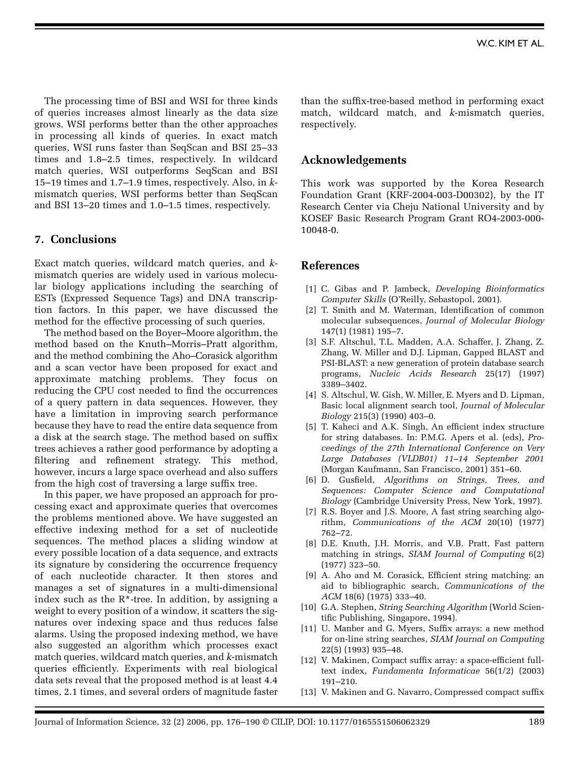The processing time of BSI and WSI for three kinds of queries increases almost linearly as the data size grows. WSI performs better than the other approaches in processing all kinds of queries. In exact match queries, WSI runs faster than SeqScan and BSI 25–33 times and 1.8–2.5 times, respectively. In wildcard match queries, WSI outperforms SeqScan and BSI 15–19 times and 1.7–1.9 times, respectively. Also, in *k*-mismatch queries, WSI performs better than SeqScan and BSI 13–20 times and 1.0–1.5 times, respectively.

## 7. Conclusions

Exact match queries, wildcard match queries, and *k*-mismatch queries are widely used in various molecular biology applications including the searching of ESTs (Expressed Sequence Tags) and DNA transcription factors. In this paper, we have discussed the method for the effective processing of such queries.

The method based on the Boyer–Moore algorithm, the method based on the Knuth–Morris–Pratt algorithm, and the method combining the Aho–Corasick algorithm and a scan vector have been proposed for exact and approximate matching problems. They focus on reducing the CPU cost needed to find the occurrences of a query pattern in data sequences. However, they have a limitation in improving search performance because they have to read the entire data sequence from a disk at the search stage. The method based on suffix trees achieves a rather good performance by adopting a filtering and refinement strategy. This method, however, incurs a large space overhead and also suffers from the high cost of traversing a large suffix tree.

In this paper, we have proposed an approach for processing exact and approximate queries that overcomes the problems mentioned above. We have suggested an effective indexing method for a set of nucleotide sequences. The method places a sliding window at every possible location of a data sequence, and extracts its signature by considering the occurrence frequency of each nucleotide character. It then stores and manages a set of signatures in a multi-dimensional index such as the R*-tree. In addition, by assigning a weight to every position of a window, it scatters the signatures over indexing space and thus reduces false alarms. Using the proposed indexing method, we have also suggested an algorithm which processes exact match queries, wildcard match queries, and *k*-mismatch queries efficiently. Experiments with real biological data sets reveal that the proposed method is at least 4.4 times, 2.1 times, and several orders of magnitude faster than the suffix-tree-based method in performing exact match, wildcard match, and *k*-mismatch queries, respectively.

## Acknowledgements

This work was supported by the Korea Research Foundation Grant (KRF-2004-003-D00302), by the IT Research Center via Cheju National University and by KOSEF Basic Research Program Grant RO4-2003-000-10048-0.

## References

[1] C. Gibas and P. Jambeck, *Developing Bioinformatics Computer Skills* (O'Reilly, Sebastopol, 2001).

[2] T. Smith and M. Waterman, Identification of common molecular subsequences, *Journal of Molecular Biology* 147(1) (1981) 195–7.

[3] S.F. Altschul, T.L. Madden, A.A. Schaffer, J. Zhang, Z. Zhang, W. Miller and D.J. Lipman, Gapped BLAST and PSI-BLAST: a new generation of protein database search programs, *Nucleic Acids Research* 25(17) (1997) 3389–3402.

[4] S. Altschul, W. Gish, W. Miller, E. Myers and D. Lipman, Basic local alignment search tool, *Journal of Molecular Biology* 215(3) (1990) 403–0.

[5] T. Kaheci and A.K. Singh, An efficient index structure for string databases. In: P.M.G. Apers et al. (eds), *Proceedings of the 27th International Conference on Very Large Databases (VLDB01) 11–14 September 2001* (Morgan Kaufmann, San Francisco, 2001) 351–60.

[6] D. Gusfield, *Algorithms on Strings, Trees, and Sequences: Computer Science and Computational Biology* (Cambridge University Press, New York, 1997).

[7] R.S. Boyer and J.S. Moore, A fast string searching algorithm, *Communications of the ACM* 20(10) (1977) 762–72.

[8] D.E. Knuth, J.H. Morris, and V.B. Pratt, Fast pattern matching in strings, *SIAM Journal of Computing* 6(2) (1977) 323–50.

[9] A. Aho and M. Corasick, Efficient string matching: an aid to bibliographic search, *Communications of the ACM* 18(6) (1975) 333–40.

[10] G.A. Stephen, *String Searching Algorithm* (World Scientific Publishing, Singapore, 1994).

[11] U. Manber and G. Myers, Suffix arrays: a new method for on-line string searches, *SIAM Journal on Computing* 22(5) (1993) 935–48.

[12] V. Makinen, Compact suffix array: a space-efficient full-text index, *Fundamenta Informaticae* 56(1/2) (2003) 191–210.

[13] V. Makinen and G. Navarro, Compressed compact suffix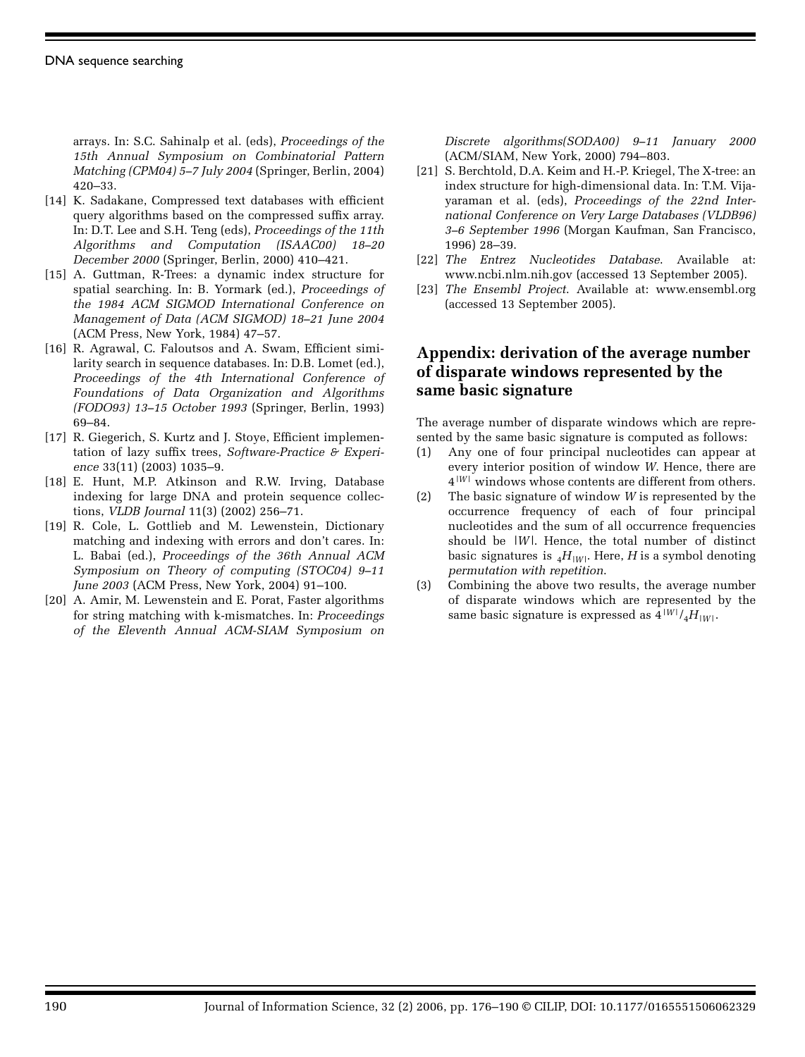arrays. In: S.C. Sahinalp et al. (eds), *Proceedings of the 15th Annual Symposium on Combinatorial Pattern Matching (CPM04) 5–7 July 2004* (Springer, Berlin, 2004) 420–33.

[14] K. Sadakane, Compressed text databases with efficient query algorithms based on the compressed suffix array. In: D.T. Lee and S.H. Teng (eds), *Proceedings of the 11th Algorithms and Computation (ISAAC00) 18–20 December 2000* (Springer, Berlin, 2000) 410–421.

[15] A. Guttman, R-Trees: a dynamic index structure for spatial searching. In: B. Yormark (ed.), *Proceedings of the 1984 ACM SIGMOD International Conference on Management of Data (ACM SIGMOD) 18–21 June 2004* (ACM Press, New York, 1984) 47–57.

[16] R. Agrawal, C. Faloutsos and A. Swam, Efficient similarity search in sequence databases. In: D.B. Lomet (ed.), *Proceedings of the 4th International Conference of Foundations of Data Organization and Algorithms (FODO93) 13–15 October 1993* (Springer, Berlin, 1993) 69–84.

[17] R. Giegerich, S. Kurtz and J. Stoye, Efficient implementation of lazy suffix trees, *Software-Practice & Experience* 33(11) (2003) 1035–9.

[18] E. Hunt, M.P. Atkinson and R.W. Irving, Database indexing for large DNA and protein sequence collections, *VLDB Journal* 11(3) (2002) 256–71.

[19] R. Cole, L. Gottlieb and M. Lewenstein, Dictionary matching and indexing with errors and don't cares. In: L. Babai (ed.), *Proceedings of the 36th Annual ACM Symposium on Theory of computing (STOC04) 9–11 June 2003* (ACM Press, New York, 2004) 91–100.

[20] A. Amir, M. Lewenstein and E. Porat, Faster algorithms for string matching with k-mismatches. In: *Proceedings of the Eleventh Annual ACM-SIAM Symposium on Discrete algorithms(SODA00) 9–11 January 2000* (ACM/SIAM, New York, 2000) 794–803.

[21] S. Berchtold, D.A. Keim and H.-P. Kriegel, The X-tree: an index structure for high-dimensional data. In: T.M. Vijayaraman et al. (eds), *Proceedings of the 22nd International Conference on Very Large Databases (VLDB96) 3–6 September 1996* (Morgan Kaufman, San Francisco, 1996) 28–39.

[22] *The Entrez Nucleotides Database*. Available at: www.ncbi.nlm.nih.gov (accessed 13 September 2005).

[23] *The Ensembl Project*. Available at: www.ensembl.org (accessed 13 September 2005).

## Appendix: derivation of the average number of disparate windows represented by the same basic signature

The average number of disparate windows which are represented by the same basic signature is computed as follows:

(1) Any one of four principal nucleotides can appear at every interior position of window $W$. Hence, there are $4^{|W|}$ windows whose contents are different from others.

(2) The basic signature of window $W$ is represented by the occurrence frequency of each of four principal nucleotides and the sum of all occurrence frequencies should be $|W|$. Hence, the total number of distinct basic signatures is ${}_4H_{|W|}$. Here, $H$ is a symbol denoting *permutation with repetition*.

(3) Combining the above two results, the average number of disparate windows which are represented by the same basic signature is expressed as $4^{|W|}/{}_4H_{|W|}$.